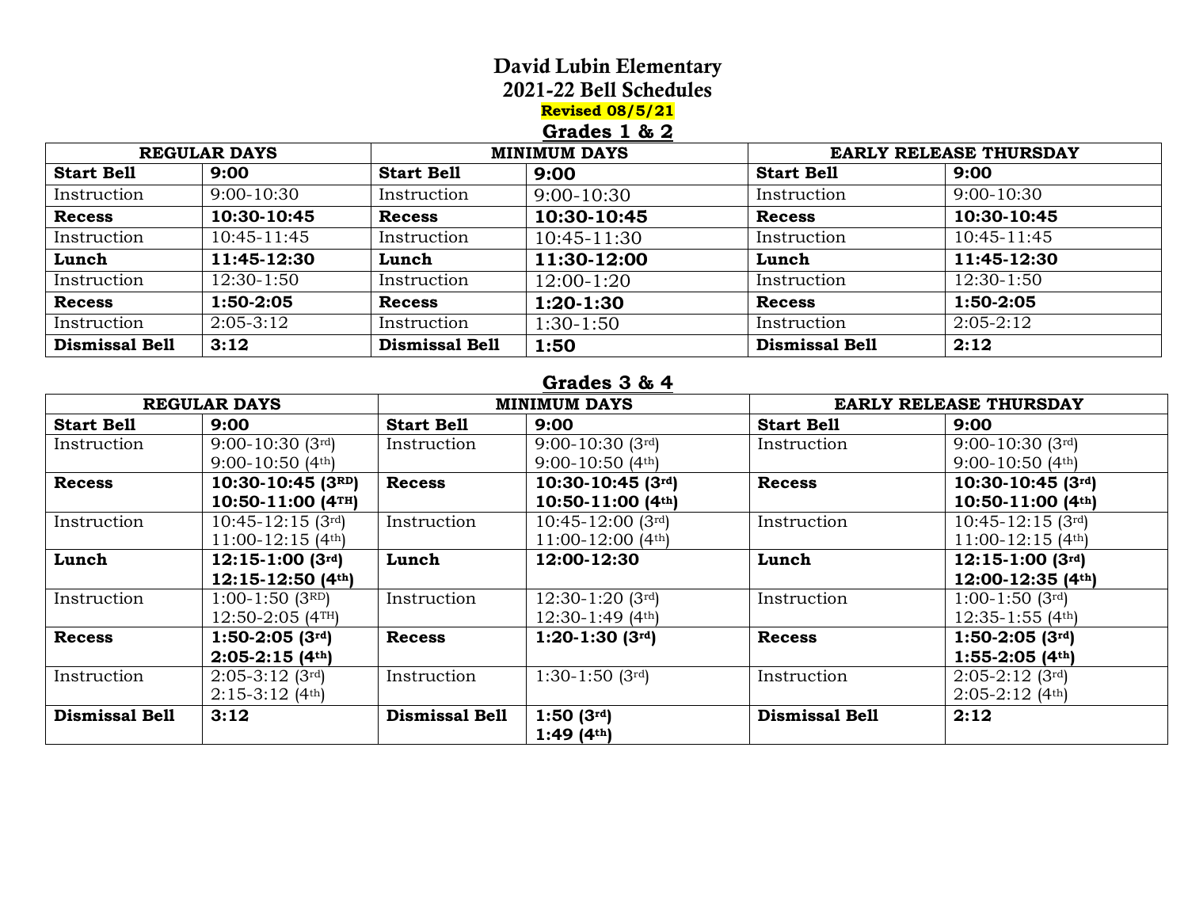# David Lubin Elementary
## 2021-22 Bell Schedules

**Revised 08/5/21**

### Grades 1 & 2

| REGULAR DAYS | | MINIMUM DAYS | | EARLY RELEASE THURSDAY | |
|---|---|---|---|---|---|
| **Start Bell** | **9:00** | **Start Bell** | **9:00** | **Start Bell** | **9:00** |
| Instruction | 9:00-10:30 | Instruction | 9:00-10:30 | Instruction | 9:00-10:30 |
| **Recess** | **10:30-10:45** | **Recess** | **10:30-10:45** | **Recess** | **10:30-10:45** |
| Instruction | 10:45-11:45 | Instruction | 10:45-11:30 | Instruction | 10:45-11:45 |
| **Lunch** | **11:45-12:30** | **Lunch** | **11:30-12:00** | **Lunch** | **11:45-12:30** |
| Instruction | 12:30-1:50 | Instruction | 12:00-1:20 | Instruction | 12:30-1:50 |
| **Recess** | **1:50-2:05** | **Recess** | **1:20-1:30** | **Recess** | **1:50-2:05** |
| Instruction | 2:05-3:12 | Instruction | 1:30-1:50 | Instruction | 2:05-2:12 |
| **Dismissal Bell** | **3:12** | **Dismissal Bell** | **1:50** | **Dismissal Bell** | **2:12** |

### Grades 3 & 4

| REGULAR DAYS | | MINIMUM DAYS | | EARLY RELEASE THURSDAY | |
|---|---|---|---|---|---|
| **Start Bell** | **9:00** | **Start Bell** | **9:00** | **Start Bell** | **9:00** |
| Instruction | 9:00-10:30 (3rd)<br>9:00-10:50 (4th) | Instruction | 9:00-10:30 (3rd)<br>9:00-10:50 (4th) | Instruction | 9:00-10:30 (3rd)<br>9:00-10:50 (4th) |
| **Recess** | **10:30-10:45 (3RD)**<br>**10:50-11:00 (4TH)** | **Recess** | **10:30-10:45 (3rd)**<br>**10:50-11:00 (4th)** | **Recess** | **10:30-10:45 (3rd)**<br>**10:50-11:00 (4th)** |
| Instruction | 10:45-12:15 (3rd)<br>11:00-12:15 (4th) | Instruction | 10:45-12:00 (3rd)<br>11:00-12:00 (4th) | Instruction | 10:45-12:15 (3rd)<br>11:00-12:15 (4th) |
| **Lunch** | **12:15-1:00 (3rd)**<br>**12:15-12:50 (4th)** | **Lunch** | **12:00-12:30** | **Lunch** | **12:15-1:00 (3rd)**<br>**12:00-12:35 (4th)** |
| Instruction | 1:00-1:50 (3RD)<br>12:50-2:05 (4TH) | Instruction | 12:30-1:20 (3rd)<br>12:30-1:49 (4th) | Instruction | 1:00-1:50 (3rd)<br>12:35-1:55 (4th) |
| **Recess** | **1:50-2:05 (3rd)**<br>**2:05-2:15 (4th)** | **Recess** | **1:20-1:30 (3rd)** | **Recess** | **1:50-2:05 (3rd)**<br>**1:55-2:05 (4th)** |
| Instruction | 2:05-3:12 (3rd)<br>2:15-3:12 (4th) | Instruction | 1:30-1:50 (3rd) | Instruction | 2:05-2:12 (3rd)<br>2:05-2:12 (4th) |
| **Dismissal Bell** | **3:12** | **Dismissal Bell** | **1:50 (3rd)**<br>**1:49 (4th)** | **Dismissal Bell** | **2:12** |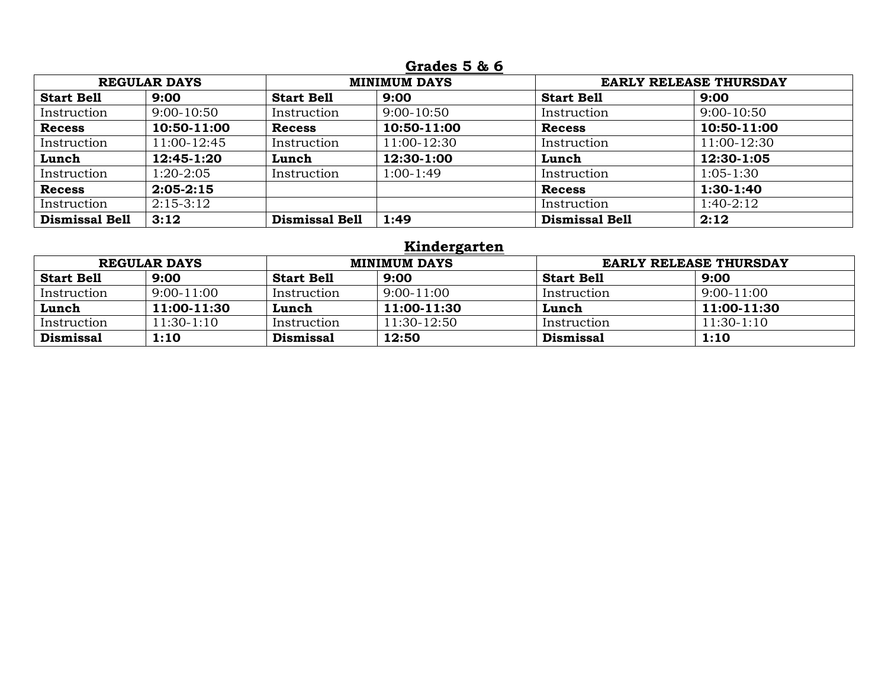## Grades 5 & 6

| REGULAR DAYS | | MINIMUM DAYS | | EARLY RELEASE THURSDAY | |
|---|---|---|---|---|---|
| **Start Bell** | **9:00** | **Start Bell** | **9:00** | **Start Bell** | **9:00** |
| Instruction | 9:00-10:50 | Instruction | 9:00-10:50 | Instruction | 9:00-10:50 |
| **Recess** | **10:50-11:00** | **Recess** | **10:50-11:00** | **Recess** | **10:50-11:00** |
| Instruction | 11:00-12:45 | Instruction | 11:00-12:30 | Instruction | 11:00-12:30 |
| **Lunch** | **12:45-1:20** | **Lunch** | **12:30-1:00** | **Lunch** | **12:30-1:05** |
| Instruction | 1:20-2:05 | Instruction | 1:00-1:49 | Instruction | 1:05-1:30 |
| **Recess** | **2:05-2:15** | | | **Recess** | **1:30-1:40** |
| Instruction | 2:15-3:12 | | | Instruction | 1:40-2:12 |
| **Dismissal Bell** | **3:12** | **Dismissal Bell** | **1:49** | **Dismissal Bell** | **2:12** |

## Kindergarten

| REGULAR DAYS | | MINIMUM DAYS | | EARLY RELEASE THURSDAY | |
|---|---|---|---|---|---|
| **Start Bell** | **9:00** | **Start Bell** | **9:00** | **Start Bell** | **9:00** |
| Instruction | 9:00-11:00 | Instruction | 9:00-11:00 | Instruction | 9:00-11:00 |
| **Lunch** | **11:00-11:30** | **Lunch** | **11:00-11:30** | **Lunch** | **11:00-11:30** |
| Instruction | 11:30-1:10 | Instruction | 11:30-12:50 | Instruction | 11:30-1:10 |
| **Dismissal** | **1:10** | **Dismissal** | **12:50** | **Dismissal** | **1:10** |